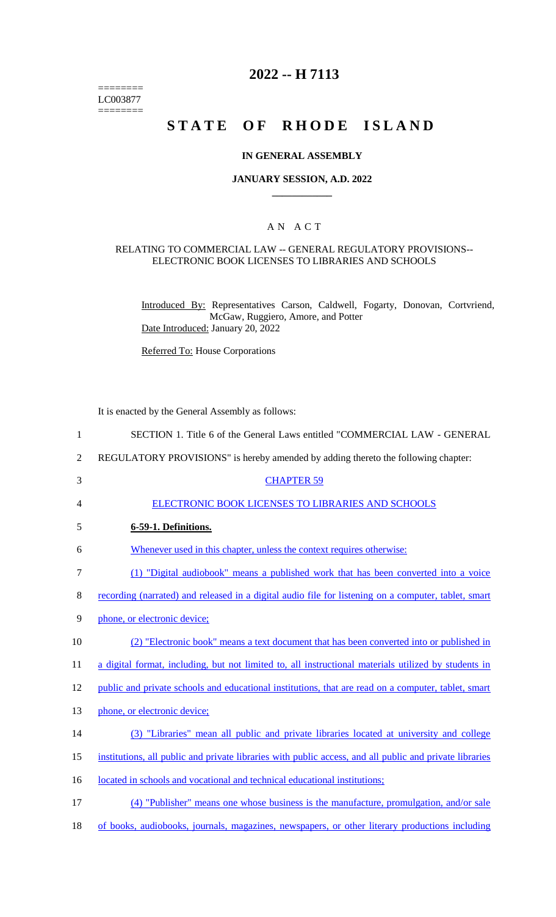========
LC003877
========

# 2022 -- H 7113

# STATE OF RHODE ISLAND

## IN GENERAL ASSEMBLY

### JANUARY SESSION, A.D. 2022

## A N A C T

RELATING TO COMMERCIAL LAW -- GENERAL REGULATORY PROVISIONS-- ELECTRONIC BOOK LICENSES TO LIBRARIES AND SCHOOLS

Introduced By: Representatives Carson, Caldwell, Fogarty, Donovan, Cortvriend, McGaw, Ruggiero, Amore, and Potter

Date Introduced: January 20, 2022

Referred To: House Corporations

It is enacted by the General Assembly as follows:

1 SECTION 1. Title 6 of the General Laws entitled "COMMERCIAL LAW - GENERAL
2 REGULATORY PROVISIONS" is hereby amended by adding thereto the following chapter:

3 CHAPTER 59

4 ELECTRONIC BOOK LICENSES TO LIBRARIES AND SCHOOLS

5 **6-59-1. Definitions.**

6 Whenever used in this chapter, unless the context requires otherwise:

7 (1) "Digital audiobook" means a published work that has been converted into a voice
8 recording (narrated) and released in a digital audio file for listening on a computer, tablet, smart
9 phone, or electronic device;

10 (2) "Electronic book" means a text document that has been converted into or published in
11 a digital format, including, but not limited to, all instructional materials utilized by students in
12 public and private schools and educational institutions, that are read on a computer, tablet, smart
13 phone, or electronic device;

14 (3) "Libraries" mean all public and private libraries located at university and college
15 institutions, all public and private libraries with public access, and all public and private libraries
16 located in schools and vocational and technical educational institutions;

17 (4) "Publisher" means one whose business is the manufacture, promulgation, and/or sale
18 of books, audiobooks, journals, magazines, newspapers, or other literary productions including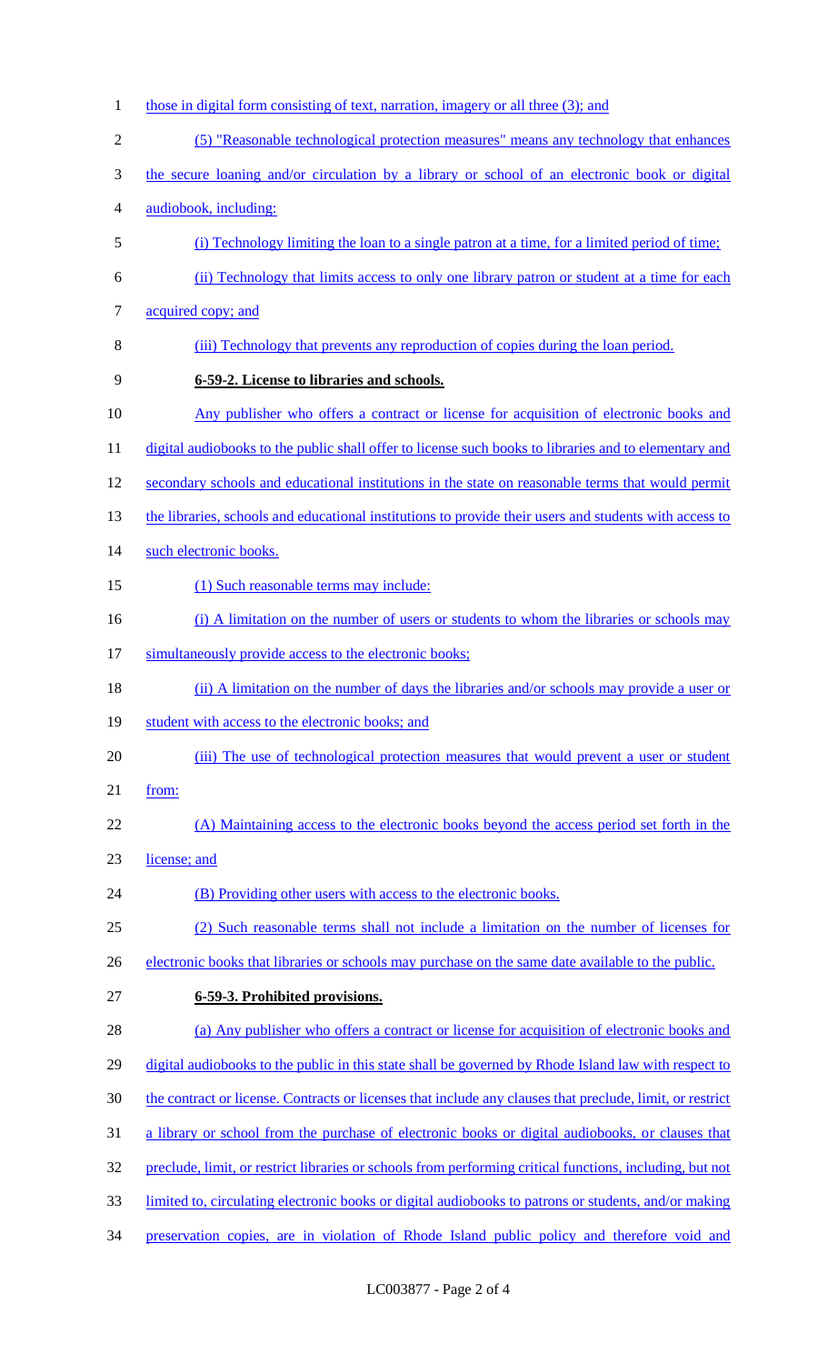those in digital form consisting of text, narration, imagery or all three (3); and

(5) "Reasonable technological protection measures" means any technology that enhances the secure loaning and/or circulation by a library or school of an electronic book or digital audiobook, including:

(i) Technology limiting the loan to a single patron at a time, for a limited period of time;

(ii) Technology that limits access to only one library patron or student at a time for each acquired copy; and

(iii) Technology that prevents any reproduction of copies during the loan period.

**6-59-2. License to libraries and schools.**

Any publisher who offers a contract or license for acquisition of electronic books and digital audiobooks to the public shall offer to license such books to libraries and to elementary and secondary schools and educational institutions in the state on reasonable terms that would permit the libraries, schools and educational institutions to provide their users and students with access to such electronic books.

(1) Such reasonable terms may include:

(i) A limitation on the number of users or students to whom the libraries or schools may simultaneously provide access to the electronic books;

(ii) A limitation on the number of days the libraries and/or schools may provide a user or student with access to the electronic books; and

(iii) The use of technological protection measures that would prevent a user or student from:

(A) Maintaining access to the electronic books beyond the access period set forth in the license; and

(B) Providing other users with access to the electronic books.

(2) Such reasonable terms shall not include a limitation on the number of licenses for electronic books that libraries or schools may purchase on the same date available to the public.

**6-59-3. Prohibited provisions.**

(a) Any publisher who offers a contract or license for acquisition of electronic books and digital audiobooks to the public in this state shall be governed by Rhode Island law with respect to the contract or license. Contracts or licenses that include any clauses that preclude, limit, or restrict a library or school from the purchase of electronic books or digital audiobooks, or clauses that preclude, limit, or restrict libraries or schools from performing critical functions, including, but not limited to, circulating electronic books or digital audiobooks to patrons or students, and/or making preservation copies, are in violation of Rhode Island public policy and therefore void and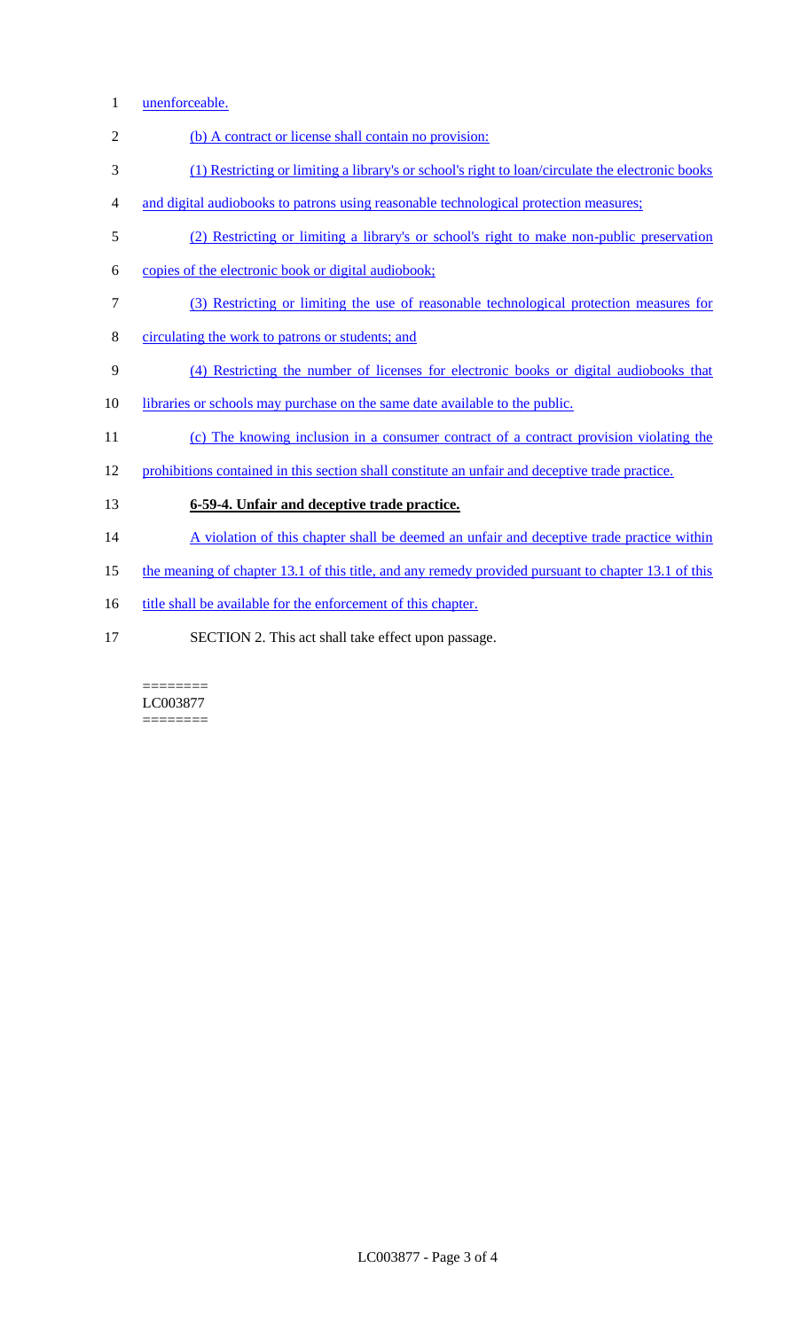unenforceable.

(b) A contract or license shall contain no provision:

(1) Restricting or limiting a library's or school's right to loan/circulate the electronic books and digital audiobooks to patrons using reasonable technological protection measures;

(2) Restricting or limiting a library's or school's right to make non-public preservation copies of the electronic book or digital audiobook;

(3) Restricting or limiting the use of reasonable technological protection measures for circulating the work to patrons or students; and

(4) Restricting the number of licenses for electronic books or digital audiobooks that libraries or schools may purchase on the same date available to the public.

(c) The knowing inclusion in a consumer contract of a contract provision violating the prohibitions contained in this section shall constitute an unfair and deceptive trade practice.

**6-59-4. Unfair and deceptive trade practice.**

A violation of this chapter shall be deemed an unfair and deceptive trade practice within the meaning of chapter 13.1 of this title, and any remedy provided pursuant to chapter 13.1 of this title shall be available for the enforcement of this chapter.

SECTION 2. This act shall take effect upon passage.

========
LC003877
========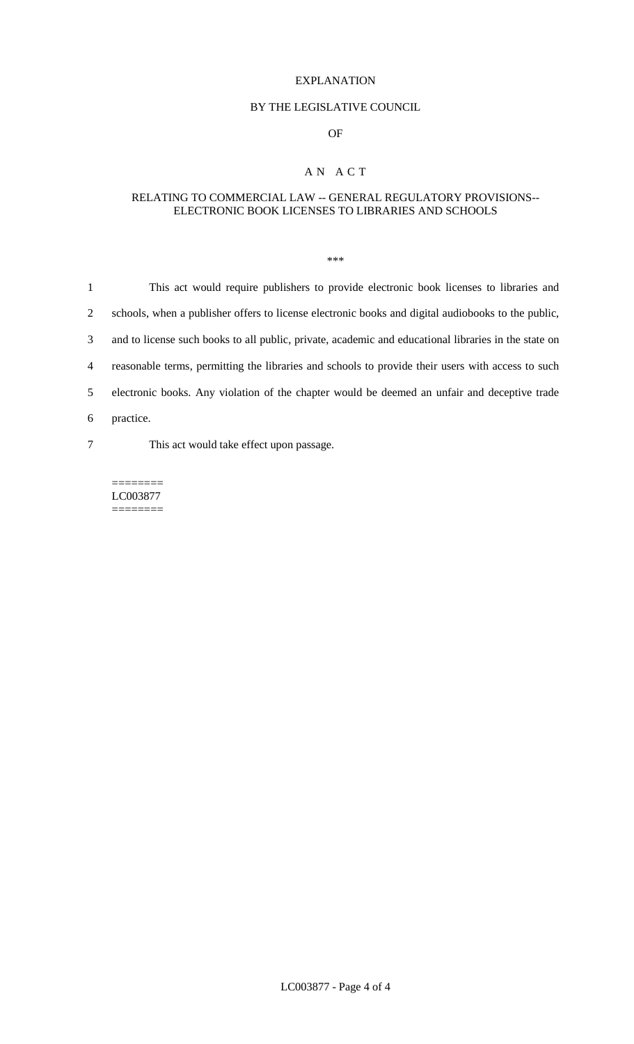EXPLANATION

BY THE LEGISLATIVE COUNCIL

OF

A N A C T

RELATING TO COMMERCIAL LAW -- GENERAL REGULATORY PROVISIONS-- ELECTRONIC BOOK LICENSES TO LIBRARIES AND SCHOOLS

\*\*\*

This act would require publishers to provide electronic book licenses to libraries and schools, when a publisher offers to license electronic books and digital audiobooks to the public, and to license such books to all public, private, academic and educational libraries in the state on reasonable terms, permitting the libraries and schools to provide their users with access to such electronic books. Any violation of the chapter would be deemed an unfair and deceptive trade practice.

This act would take effect upon passage.

========
LC003877
========